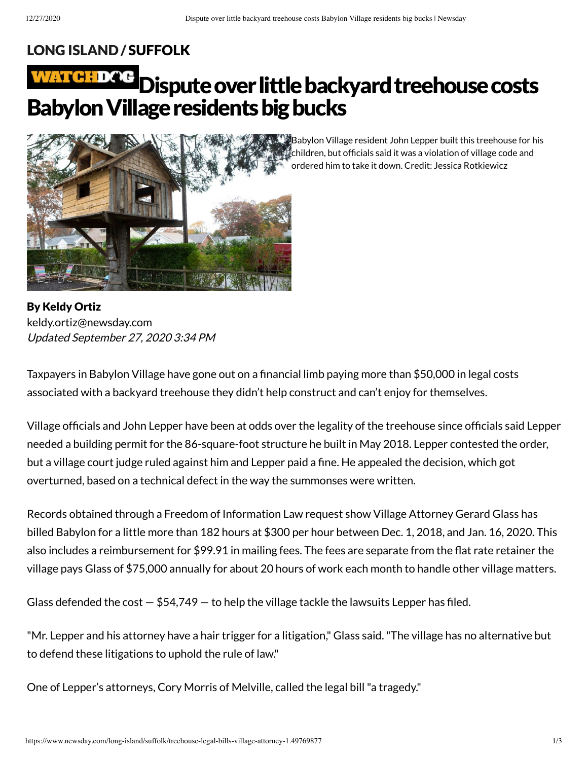LONG ISLAND / SUFFOLK

# WATCHDOG Dispute over little backyard treehouse costs Babylon Village residents big bucks

Babylon Village resident John Lepper built this treehouse for his children, but officials said it was a violation of village code and ordered him to take it down. Credit: Jessica Rotkiewicz

**By Keldy Ortiz**
keldy.ortiz@newsday.com
*Updated September 27, 2020 3:34 PM*

Taxpayers in Babylon Village have gone out on a financial limb paying more than $50,000 in legal costs associated with a backyard treehouse they didn't help construct and can't enjoy for themselves.

Village officials and John Lepper have been at odds over the legality of the treehouse since officials said Lepper needed a building permit for the 86-square-foot structure he built in May 2018. Lepper contested the order, but a village court judge ruled against him and Lepper paid a fine. He appealed the decision, which got overturned, based on a technical defect in the way the summonses were written.

Records obtained through a Freedom of Information Law request show Village Attorney Gerard Glass has billed Babylon for a little more than 182 hours at $300 per hour between Dec. 1, 2018, and Jan. 16, 2020. This also includes a reimbursement for $99.91 in mailing fees. The fees are separate from the flat rate retainer the village pays Glass of $75,000 annually for about 20 hours of work each month to handle other village matters.

Glass defended the cost — $54,749 — to help the village tackle the lawsuits Lepper has filed.

"Mr. Lepper and his attorney have a hair trigger for a litigation," Glass said. "The village has no alternative but to defend these litigations to uphold the rule of law."

One of Lepper's attorneys, Cory Morris of Melville, called the legal bill "a tragedy."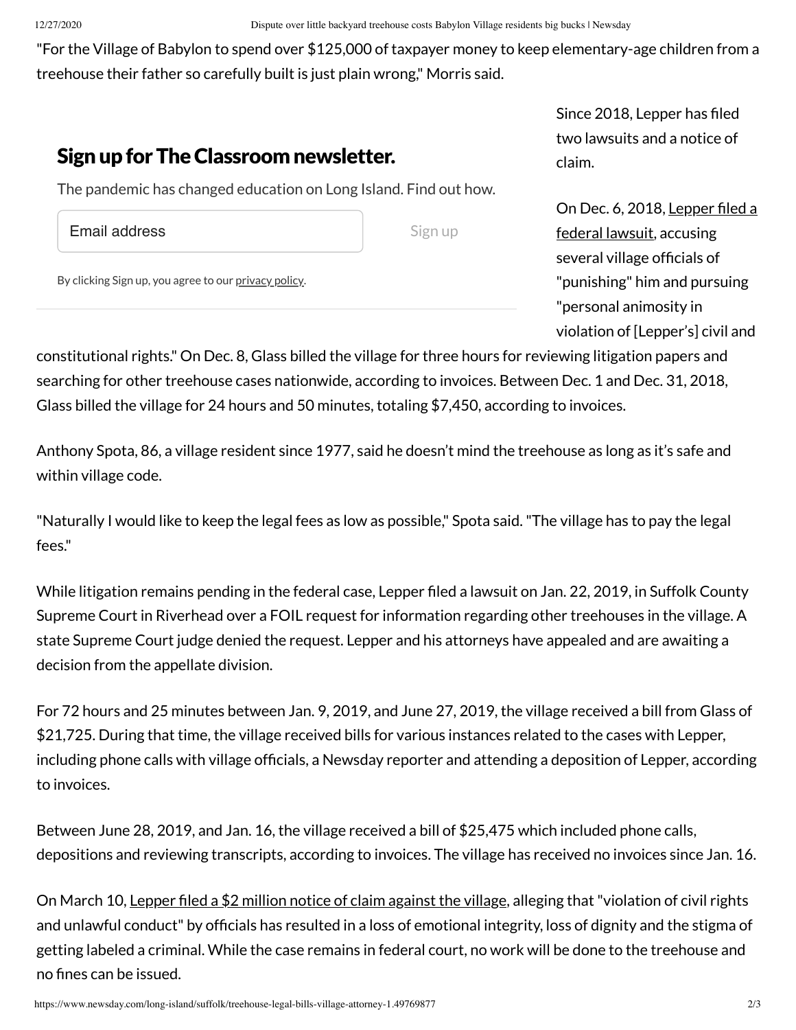"For the Village of Babylon to spend over $125,000 of taxpayer money to keep elementary-age children from a treehouse their father so carefully built is just plain wrong," Morris said.

Since 2018, Lepper has filed two lawsuits and a notice of claim.

On Dec. 6, 2018, Lepper filed a federal lawsuit, accusing several village officials of "punishing" him and pursuing "personal animosity in violation of [Lepper's] civil and constitutional rights." On Dec. 8, Glass billed the village for three hours for reviewing litigation papers and searching for other treehouse cases nationwide, according to invoices. Between Dec. 1 and Dec. 31, 2018, Glass billed the village for 24 hours and 50 minutes, totaling $7,450, according to invoices.

Anthony Spota, 86, a village resident since 1977, said he doesn't mind the treehouse as long as it's safe and within village code.

"Naturally I would like to keep the legal fees as low as possible," Spota said. "The village has to pay the legal fees."

While litigation remains pending in the federal case, Lepper filed a lawsuit on Jan. 22, 2019, in Suffolk County Supreme Court in Riverhead over a FOIL request for information regarding other treehouses in the village. A state Supreme Court judge denied the request. Lepper and his attorneys have appealed and are awaiting a decision from the appellate division.

For 72 hours and 25 minutes between Jan. 9, 2019, and June 27, 2019, the village received a bill from Glass of $21,725. During that time, the village received bills for various instances related to the cases with Lepper, including phone calls with village officials, a Newsday reporter and attending a deposition of Lepper, according to invoices.

Between June 28, 2019, and Jan. 16, the village received a bill of $25,475 which included phone calls, depositions and reviewing transcripts, according to invoices. The village has received no invoices since Jan. 16.

On March 10, Lepper filed a $2 million notice of claim against the village, alleging that "violation of civil rights and unlawful conduct" by officials has resulted in a loss of emotional integrity, loss of dignity and the stigma of getting labeled a criminal. While the case remains in federal court, no work will be done to the treehouse and no fines can be issued.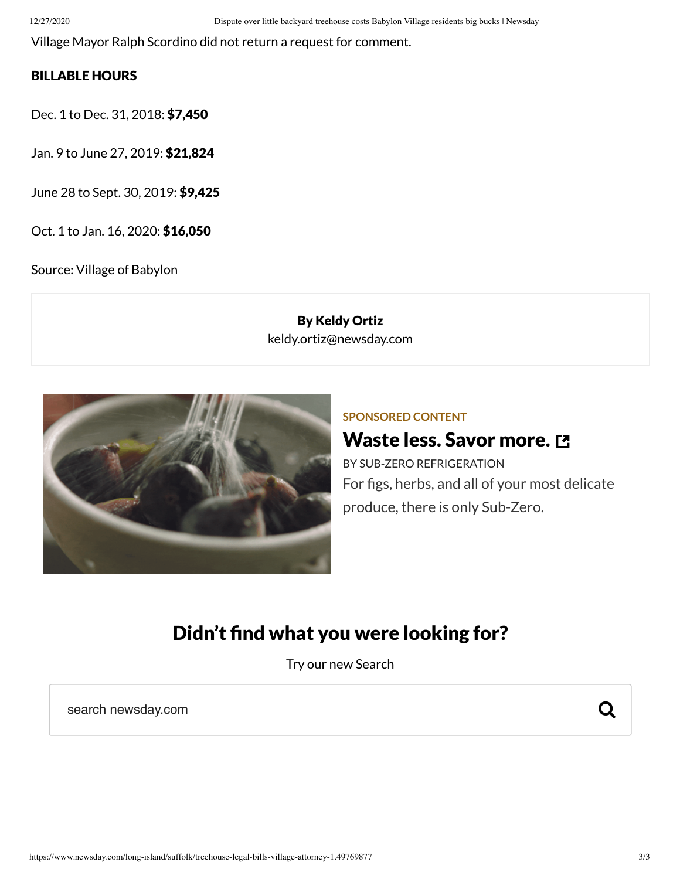Village Mayor Ralph Scordino did not return a request for comment.

**BILLABLE HOURS**

Dec. 1 to Dec. 31, 2018: **$7,450**

Jan. 9 to June 27, 2019: **$21,824**

June 28 to Sept. 30, 2019: **$9,425**

Oct. 1 to Jan. 16, 2020: **$16,050**

Source: Village of Babylon

**By Keldy Ortiz**
keldy.ortiz@newsday.com

SPONSORED CONTENT

**Waste less. Savor more.**

BY SUB-ZERO REFRIGERATION

For figs, herbs, and all of your most delicate produce, there is only Sub-Zero.

## Didn't find what you were looking for?

Try our new Search

search newsday.com